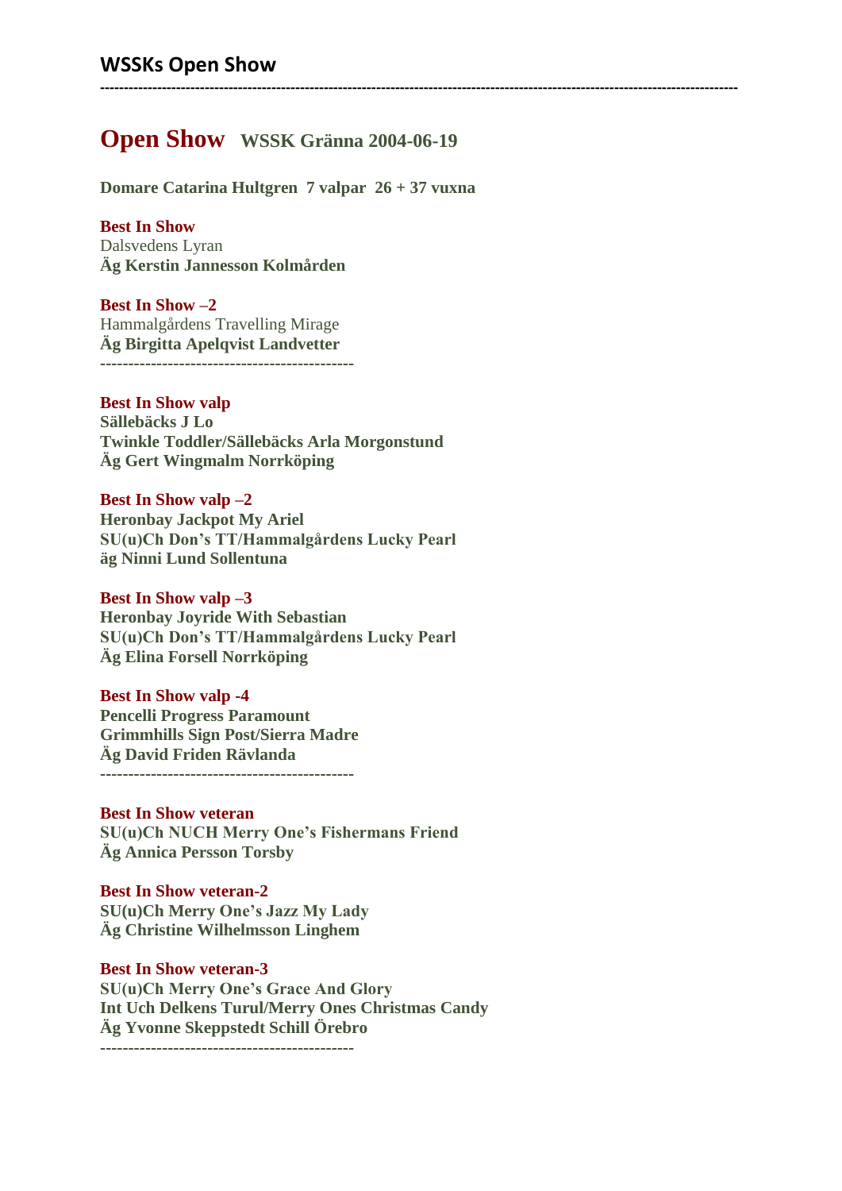## WSSKs Open Show

---

# Open Show WSSK Gränna 2004-06-19

**Domare Catarina Hultgren 7 valpar 26 + 37 vuxna**

**Best In Show**
Dalsvedens Lyran
**Äg Kerstin Jannesson Kolmården**

**Best In Show –2**
Hammalgårdens Travelling Mirage
**Äg Birgitta Apelqvist Landvetter**

---

**Best In Show valp**
**Sällebäcks J Lo**
**Twinkle Toddler/Sällebäcks Arla Morgonstund**
**Äg Gert Wingmalm Norrköping**

**Best In Show valp –2**
**Heronbay Jackpot My Ariel**
**SU(u)Ch Don's TT/Hammalgårdens Lucky Pearl**
**äg Ninni Lund Sollentuna**

**Best In Show valp –3**
**Heronbay Joyride With Sebastian**
**SU(u)Ch Don's TT/Hammalgårdens Lucky Pearl**
**Äg Elina Forsell Norrköping**

**Best In Show valp -4**
**Pencelli Progress Paramount**
**Grimmhills Sign Post/Sierra Madre**
**Äg David Friden Rävlanda**

---

**Best In Show veteran**
**SU(u)Ch NUCH Merry One's Fishermans Friend**
**Äg Annica Persson Torsby**

**Best In Show veteran-2**
**SU(u)Ch Merry One's Jazz My Lady**
**Äg Christine Wilhelmsson Linghem**

**Best In Show veteran-3**
**SU(u)Ch Merry One's Grace And Glory**
**Int Uch Delkens Turul/Merry Ones Christmas Candy**
**Äg Yvonne Skeppstedt Schill Örebro**

---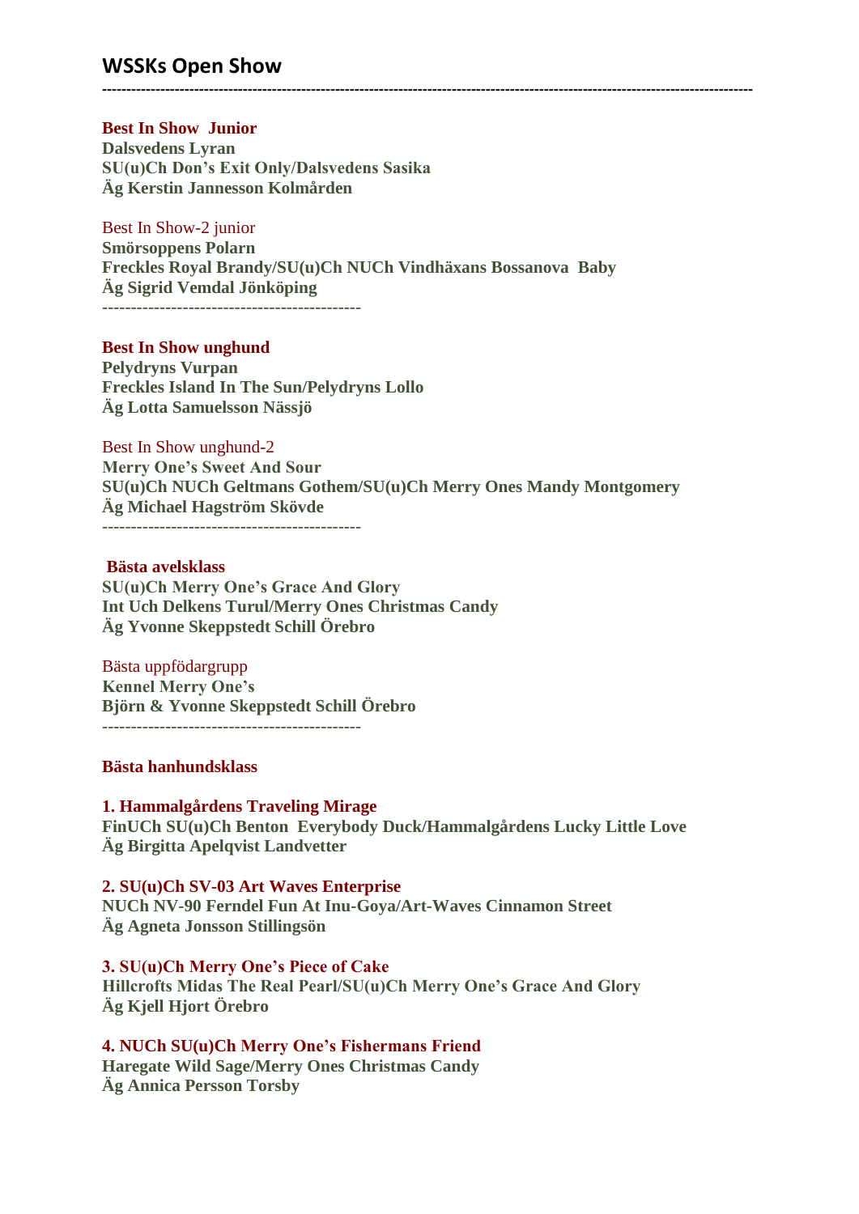## WSSKs Open Show

---

**Best In Show  Junior**
**Dalsvedens Lyran**
**SU(u)Ch Don's Exit Only/Dalsvedens Sasika**
**Äg Kerstin Jannesson Kolmården**

Best In Show-2 junior
**Smörsoppens Polarn**
**Freckles Royal Brandy/SU(u)Ch NUCh Vindhäxans Bossanova  Baby**
**Äg Sigrid Vemdal Jönköping**

---

**Best In Show unghund**
**Pelydryns Vurpan**
**Freckles Island In The Sun/Pelydryns Lollo**
**Äg Lotta Samuelsson Nässjö**

Best In Show unghund-2
**Merry One's Sweet And Sour**
**SU(u)Ch NUCh Geltmans Gothem/SU(u)Ch Merry Ones Mandy Montgomery**
**Äg Michael Hagström Skövde**

---

**Bästa avelsklass**
**SU(u)Ch Merry One's Grace And Glory**
**Int Uch Delkens Turul/Merry Ones Christmas Candy**
**Äg Yvonne Skeppstedt Schill Örebro**

Bästa uppfödargrupp
**Kennel Merry One's**
**Björn & Yvonne Skeppstedt Schill Örebro**

---

**Bästa hanhundsklass**

**1. Hammalgårdens Traveling Mirage**
**FinUCh SU(u)Ch Benton  Everybody Duck/Hammalgårdens Lucky Little Love**
**Äg Birgitta Apelqvist Landvetter**

**2. SU(u)Ch SV-03 Art Waves Enterprise**
**NUCh NV-90 Ferndel Fun At Inu-Goya/Art-Waves Cinnamon Street**
**Äg Agneta Jonsson Stillingsön**

**3. SU(u)Ch Merry One's Piece of Cake**
**Hillcrofts Midas The Real Pearl/SU(u)Ch Merry One's Grace And Glory**
**Äg Kjell Hjort Örebro**

**4. NUCh SU(u)Ch Merry One's Fishermans Friend**
**Haregate Wild Sage/Merry Ones Christmas Candy**
**Äg Annica Persson Torsby**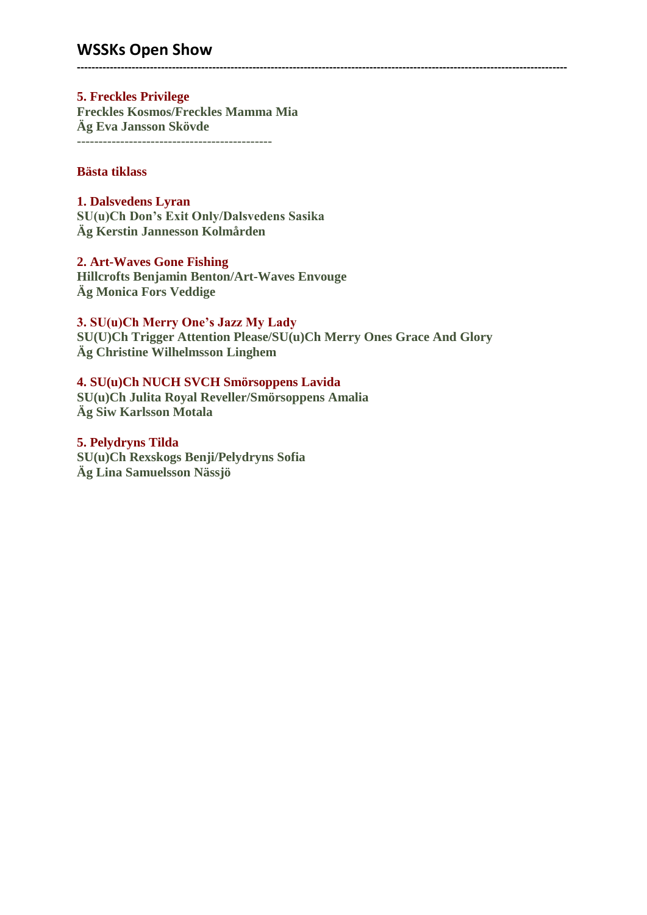**5. Freckles Privilege**
**Freckles Kosmos/Freckles Mamma Mia**
**Äg Eva Jansson Skövde**

---------------------------------------------

**Bästa tiklass**

**1. Dalsvedens Lyran**
**SU(u)Ch Don's Exit Only/Dalsvedens Sasika**
**Äg Kerstin Jannesson Kolmården**

**2. Art-Waves Gone Fishing**
**Hillcrofts Benjamin Benton/Art-Waves Envouge**
**Äg Monica Fors Veddige**

**3. SU(u)Ch Merry One's Jazz My Lady**
**SU(U)Ch Trigger Attention Please/SU(u)Ch Merry Ones Grace And Glory**
**Äg Christine Wilhelmsson Linghem**

**4. SU(u)Ch NUCH SVCH Smörsoppens Lavida**
**SU(u)Ch Julita Royal Reveller/Smörsoppens Amalia**
**Äg Siw Karlsson Motala**

**5. Pelydryns Tilda**
**SU(u)Ch Rexskogs Benji/Pelydryns Sofia**
**Äg Lina Samuelsson Nässjö**